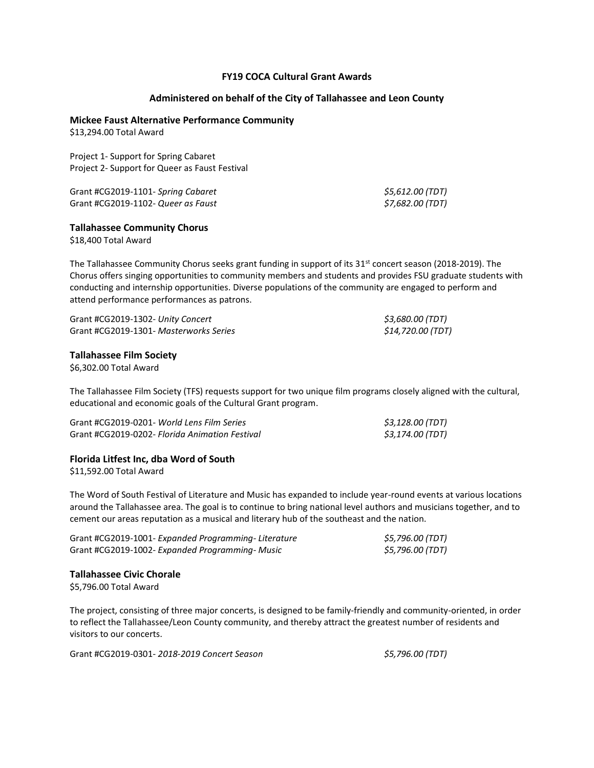**FY19 COCA Cultural Grant Awards**

**Administered on behalf of the City of Tallahassee and Leon County**

### Mickee Faust Alternative Performance Community

$13,294.00 Total Award

Project 1- Support for Spring Cabaret
Project 2- Support for Queer as Faust Festival

| | |
|---|---|
| Grant #CG2019-1101- *Spring Cabaret* | *$5,612.00 (TDT)* |
| Grant #CG2019-1102- *Queer as Faust* | *$7,682.00 (TDT)* |

### Tallahassee Community Chorus

$18,400 Total Award

The Tallahassee Community Chorus seeks grant funding in support of its 31st concert season (2018-2019). The Chorus offers singing opportunities to community members and students and provides FSU graduate students with conducting and internship opportunities. Diverse populations of the community are engaged to perform and attend performance performances as patrons.

| | |
|---|---|
| Grant #CG2019-1302- *Unity Concert* | *$3,680.00 (TDT)* |
| Grant #CG2019-1301- *Masterworks Series* | *$14,720.00 (TDT)* |

### Tallahassee Film Society

$6,302.00 Total Award

The Tallahassee Film Society (TFS) requests support for two unique film programs closely aligned with the cultural, educational and economic goals of the Cultural Grant program.

| | |
|---|---|
| Grant #CG2019-0201- *World Lens Film Series* | *$3,128.00 (TDT)* |
| Grant #CG2019-0202- *Florida Animation Festival* | *$3,174.00 (TDT)* |

### Florida Litfest Inc, dba Word of South

$11,592.00 Total Award

The Word of South Festival of Literature and Music has expanded to include year-round events at various locations around the Tallahassee area. The goal is to continue to bring national level authors and musicians together, and to cement our areas reputation as a musical and literary hub of the southeast and the nation.

| | |
|---|---|
| Grant #CG2019-1001- *Expanded Programming- Literature* | *$5,796.00 (TDT)* |
| Grant #CG2019-1002- *Expanded Programming- Music* | *$5,796.00 (TDT)* |

### Tallahassee Civic Chorale

$5,796.00 Total Award

The project, consisting of three major concerts, is designed to be family-friendly and community-oriented, in order to reflect the Tallahassee/Leon County community, and thereby attract the greatest number of residents and visitors to our concerts.

| | |
|---|---|
| Grant #CG2019-0301- *2018-2019 Concert Season* | *$5,796.00 (TDT)* |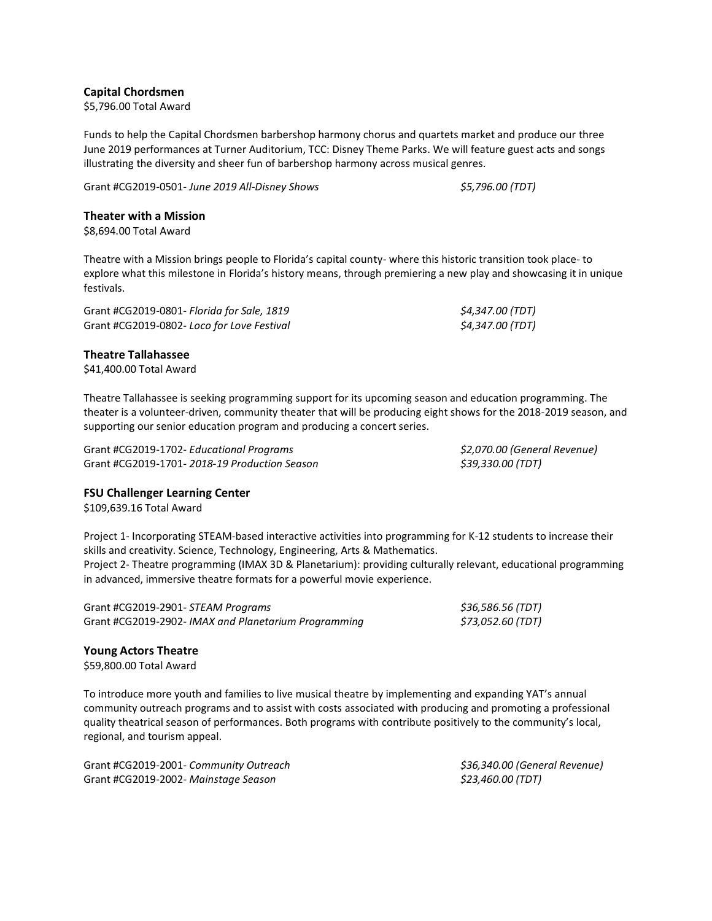**Capital Chordsmen**
$5,796.00 Total Award

Funds to help the Capital Chordsmen barbershop harmony chorus and quartets market and produce our three June 2019 performances at Turner Auditorium, TCC: Disney Theme Parks. We will feature guest acts and songs illustrating the diversity and sheer fun of barbershop harmony across musical genres.

Grant #CG2019-0501- *June 2019 All-Disney Shows* *$5,796.00 (TDT)*

**Theater with a Mission**
$8,694.00 Total Award

Theatre with a Mission brings people to Florida's capital county- where this historic transition took place- to explore what this milestone in Florida's history means, through premiering a new play and showcasing it in unique festivals.

Grant #CG2019-0801- *Florida for Sale, 1819* *$4,347.00 (TDT)*
Grant #CG2019-0802- *Loco for Love Festival* *$4,347.00 (TDT)*

**Theatre Tallahassee**
$41,400.00 Total Award

Theatre Tallahassee is seeking programming support for its upcoming season and education programming. The theater is a volunteer-driven, community theater that will be producing eight shows for the 2018-2019 season, and supporting our senior education program and producing a concert series.

Grant #CG2019-1702- *Educational Programs* *$2,070.00 (General Revenue)*
Grant #CG2019-1701- *2018-19 Production Season* *$39,330.00 (TDT)*

**FSU Challenger Learning Center**
$109,639.16 Total Award

Project 1- Incorporating STEAM-based interactive activities into programming for K-12 students to increase their skills and creativity. Science, Technology, Engineering, Arts & Mathematics.
Project 2- Theatre programming (IMAX 3D & Planetarium): providing culturally relevant, educational programming in advanced, immersive theatre formats for a powerful movie experience.

Grant #CG2019-2901- *STEAM Programs* *$36,586.56 (TDT)*
Grant #CG2019-2902- *IMAX and Planetarium Programming* *$73,052.60 (TDT)*

**Young Actors Theatre**
$59,800.00 Total Award

To introduce more youth and families to live musical theatre by implementing and expanding YAT's annual community outreach programs and to assist with costs associated with producing and promoting a professional quality theatrical season of performances. Both programs with contribute positively to the community's local, regional, and tourism appeal.

Grant #CG2019-2001- *Community Outreach* *$36,340.00 (General Revenue)*
Grant #CG2019-2002- *Mainstage Season* *$23,460.00 (TDT)*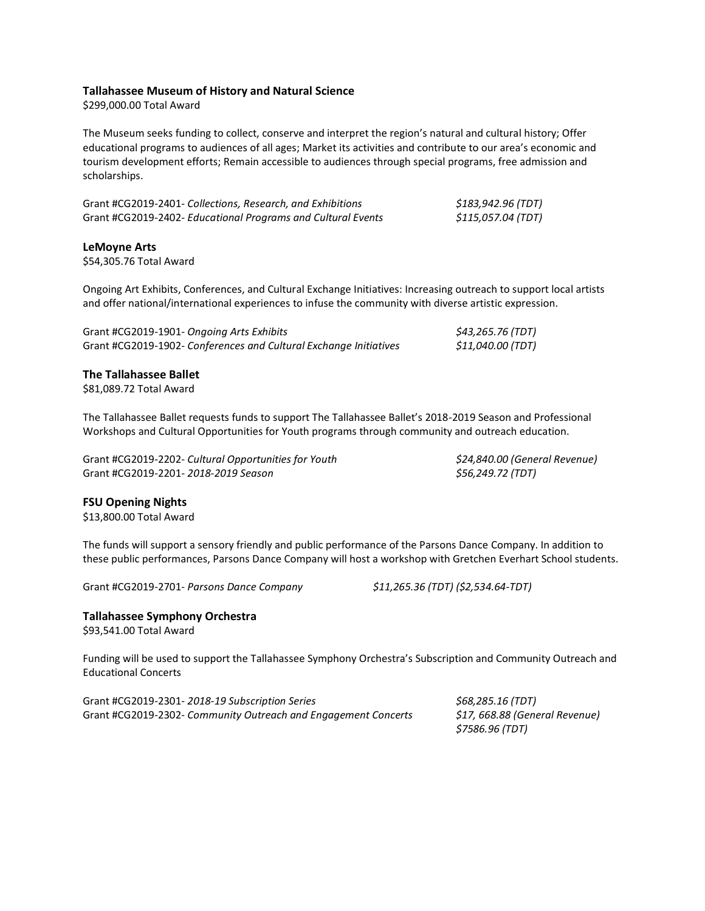**Tallahassee Museum of History and Natural Science**
$299,000.00 Total Award

The Museum seeks funding to collect, conserve and interpret the region's natural and cultural history; Offer educational programs to audiences of all ages; Market its activities and contribute to our area's economic and tourism development efforts; Remain accessible to audiences through special programs, free admission and scholarships.

| | |
|---|---|
| Grant #CG2019-2401- *Collections, Research, and Exhibitions* | *$183,942.96 (TDT)* |
| Grant #CG2019-2402- *Educational Programs and Cultural Events* | *$115,057.04 (TDT)* |

**LeMoyne Arts**
$54,305.76 Total Award

Ongoing Art Exhibits, Conferences, and Cultural Exchange Initiatives: Increasing outreach to support local artists and offer national/international experiences to infuse the community with diverse artistic expression.

| | |
|---|---|
| Grant #CG2019-1901- *Ongoing Arts Exhibits* | *$43,265.76 (TDT)* |
| Grant #CG2019-1902- *Conferences and Cultural Exchange Initiatives* | *$11,040.00 (TDT)* |

**The Tallahassee Ballet**
$81,089.72 Total Award

The Tallahassee Ballet requests funds to support The Tallahassee Ballet's 2018-2019 Season and Professional Workshops and Cultural Opportunities for Youth programs through community and outreach education.

| | |
|---|---|
| Grant #CG2019-2202- *Cultural Opportunities for Youth* | *$24,840.00 (General Revenue)* |
| Grant #CG2019-2201- *2018-2019 Season* | *$56,249.72 (TDT)* |

**FSU Opening Nights**
$13,800.00 Total Award

The funds will support a sensory friendly and public performance of the Parsons Dance Company. In addition to these public performances, Parsons Dance Company will host a workshop with Gretchen Everhart School students.

Grant #CG2019-2701- *Parsons Dance Company* *$11,265.36 (TDT) ($2,534.64-TDT)*

**Tallahassee Symphony Orchestra**
$93,541.00 Total Award

Funding will be used to support the Tallahassee Symphony Orchestra's Subscription and Community Outreach and Educational Concerts

| | |
|---|---|
| Grant #CG2019-2301- *2018-19 Subscription Series* | *$68,285.16 (TDT)* |
| Grant #CG2019-2302- *Community Outreach and Engagement Concerts* | *$17, 668.88 (General Revenue)* |
| | *$7586.96 (TDT)* |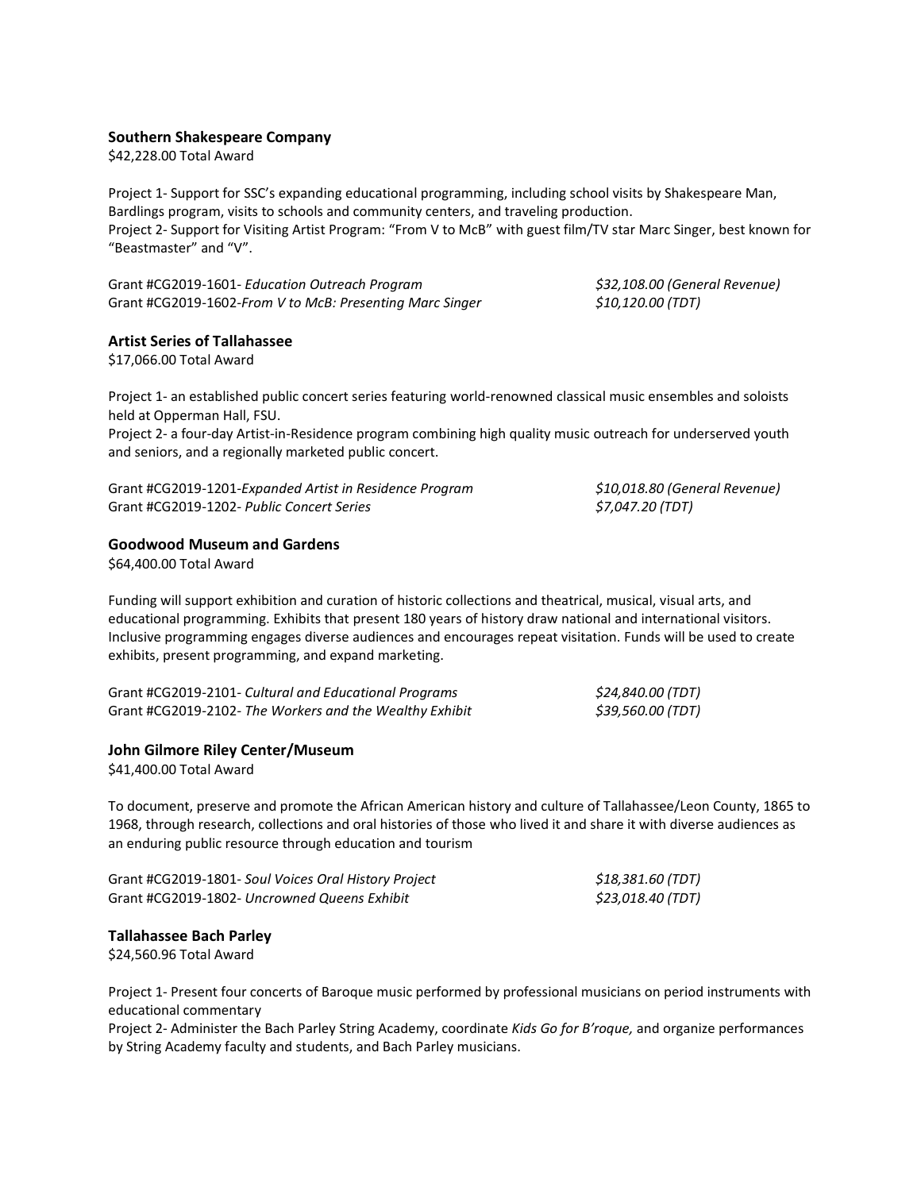**Southern Shakespeare Company**

$42,228.00 Total Award

Project 1- Support for SSC's expanding educational programming, including school visits by Shakespeare Man, Bardlings program, visits to schools and community centers, and traveling production.
Project 2- Support for Visiting Artist Program: "From V to McB" with guest film/TV star Marc Singer, best known for "Beastmaster" and "V".

| | |
|---|---|
| Grant #CG2019-1601- *Education Outreach Program* | *$32,108.00 (General Revenue)* |
| Grant #CG2019-1602-*From V to McB: Presenting Marc Singer* | *$10,120.00 (TDT)* |

**Artist Series of Tallahassee**

$17,066.00 Total Award

Project 1- an established public concert series featuring world-renowned classical music ensembles and soloists held at Opperman Hall, FSU.
Project 2- a four-day Artist-in-Residence program combining high quality music outreach for underserved youth and seniors, and a regionally marketed public concert.

| | |
|---|---|
| Grant #CG2019-1201-*Expanded Artist in Residence Program* | *$10,018.80 (General Revenue)* |
| Grant #CG2019-1202- *Public Concert Series* | *$7,047.20 (TDT)* |

**Goodwood Museum and Gardens**

$64,400.00 Total Award

Funding will support exhibition and curation of historic collections and theatrical, musical, visual arts, and educational programming. Exhibits that present 180 years of history draw national and international visitors. Inclusive programming engages diverse audiences and encourages repeat visitation. Funds will be used to create exhibits, present programming, and expand marketing.

| | |
|---|---|
| Grant #CG2019-2101- *Cultural and Educational Programs* | *$24,840.00 (TDT)* |
| Grant #CG2019-2102- *The Workers and the Wealthy Exhibit* | *$39,560.00 (TDT)* |

**John Gilmore Riley Center/Museum**

$41,400.00 Total Award

To document, preserve and promote the African American history and culture of Tallahassee/Leon County, 1865 to 1968, through research, collections and oral histories of those who lived it and share it with diverse audiences as an enduring public resource through education and tourism

| | |
|---|---|
| Grant #CG2019-1801- *Soul Voices Oral History Project* | *$18,381.60 (TDT)* |
| Grant #CG2019-1802- *Uncrowned Queens Exhibit* | *$23,018.40 (TDT)* |

**Tallahassee Bach Parley**

$24,560.96 Total Award

Project 1- Present four concerts of Baroque music performed by professional musicians on period instruments with educational commentary
Project 2- Administer the Bach Parley String Academy, coordinate *Kids Go for B'roque,* and organize performances by String Academy faculty and students, and Bach Parley musicians.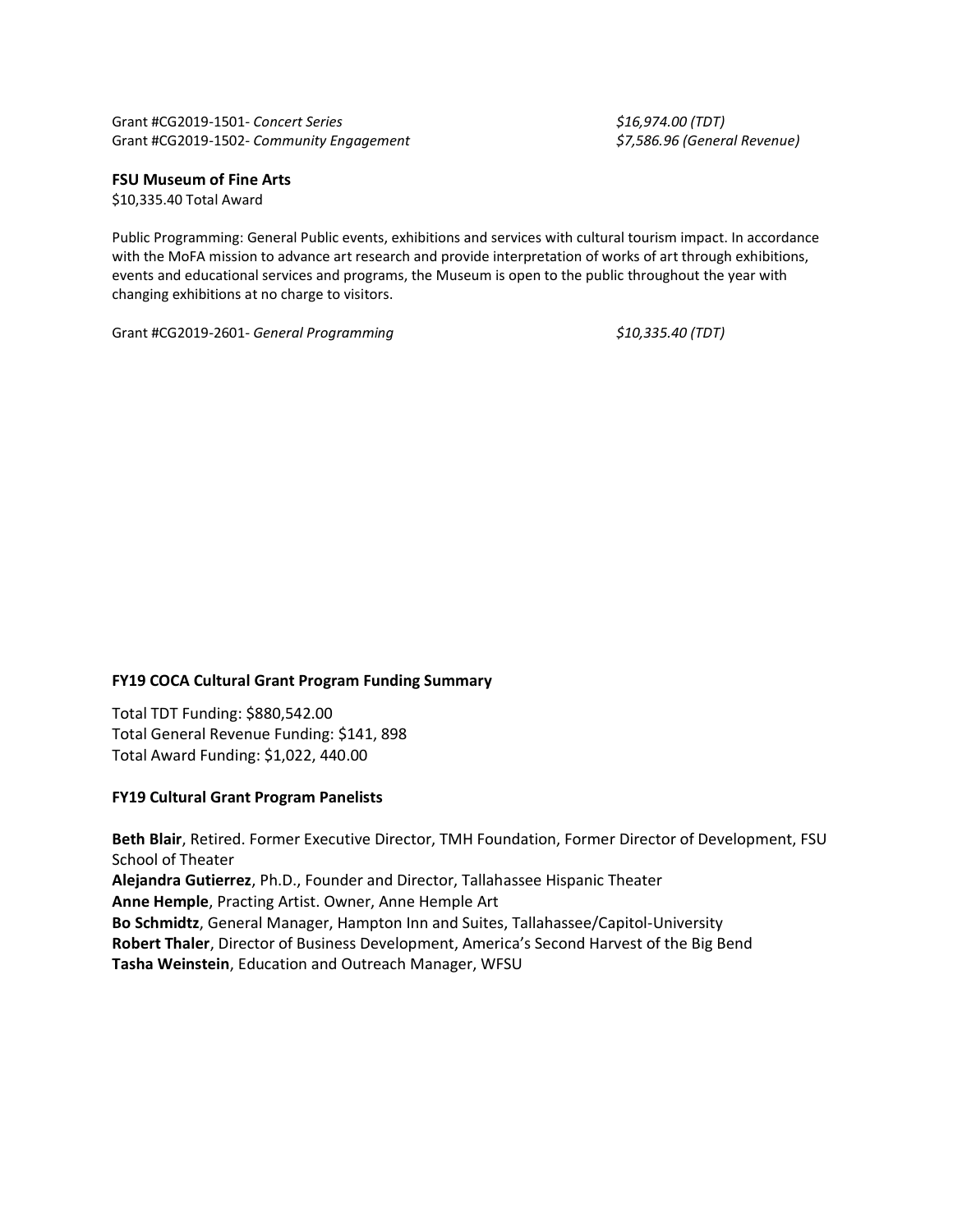Grant #CG2019-1501- *Concert Series* *$16,974.00 (TDT)*
Grant #CG2019-1502- *Community Engagement* *$7,586.96 (General Revenue)*

**FSU Museum of Fine Arts**
$10,335.40 Total Award

Public Programming: General Public events, exhibitions and services with cultural tourism impact. In accordance with the MoFA mission to advance art research and provide interpretation of works of art through exhibitions, events and educational services and programs, the Museum is open to the public throughout the year with changing exhibitions at no charge to visitors.

Grant #CG2019-2601- *General Programming* *$10,335.40 (TDT)*

**FY19 COCA Cultural Grant Program Funding Summary**

Total TDT Funding: $880,542.00
Total General Revenue Funding: $141, 898
Total Award Funding: $1,022, 440.00

**FY19 Cultural Grant Program Panelists**

**Beth Blair**, Retired. Former Executive Director, TMH Foundation, Former Director of Development, FSU School of Theater
**Alejandra Gutierrez**, Ph.D., Founder and Director, Tallahassee Hispanic Theater
**Anne Hemple**, Practing Artist. Owner, Anne Hemple Art
**Bo Schmidtz**, General Manager, Hampton Inn and Suites, Tallahassee/Capitol-University
**Robert Thaler**, Director of Business Development, America's Second Harvest of the Big Bend
**Tasha Weinstein**, Education and Outreach Manager, WFSU